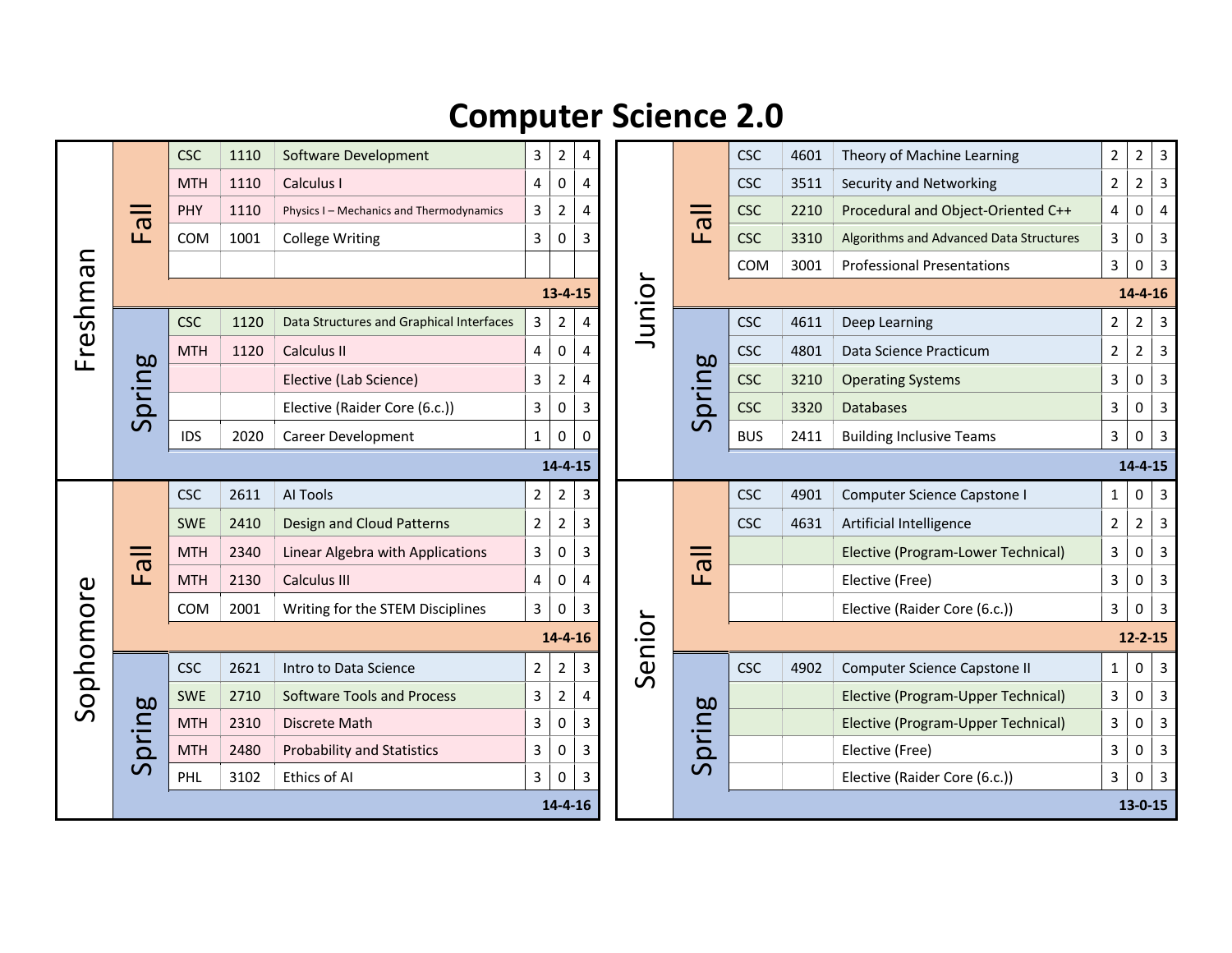# Computer Science 2.0

## Freshman

| Term | Dept | Number | Course | | | |
|---|---|---|---|---|---|---|
| Fall | CSC | 1110 | Software Development | 3 | 2 | 4 |
| Fall | MTH | 1110 | Calculus I | 4 | 0 | 4 |
| Fall | PHY | 1110 | Physics I – Mechanics and Thermodynamics | 3 | 2 | 4 |
| Fall | COM | 1001 | College Writing | 3 | 0 | 3 |
| Fall | | | | | | |
| | | | | | | **13-4-15** |
| Spring | CSC | 1120 | Data Structures and Graphical Interfaces | 3 | 2 | 4 |
| Spring | MTH | 1120 | Calculus II | 4 | 0 | 4 |
| Spring | | | Elective (Lab Science) | 3 | 2 | 4 |
| Spring | | | Elective (Raider Core (6.c.)) | 3 | 0 | 3 |
| Spring | IDS | 2020 | Career Development | 1 | 0 | 0 |
| | | | | | | **14-4-15** |

## Sophomore

| Term | Dept | Number | Course | | | |
|---|---|---|---|---|---|---|
| Fall | CSC | 2611 | AI Tools | 2 | 2 | 3 |
| Fall | SWE | 2410 | Design and Cloud Patterns | 2 | 2 | 3 |
| Fall | MTH | 2340 | Linear Algebra with Applications | 3 | 0 | 3 |
| Fall | MTH | 2130 | Calculus III | 4 | 0 | 4 |
| Fall | COM | 2001 | Writing for the STEM Disciplines | 3 | 0 | 3 |
| | | | | | | **14-4-16** |
| Spring | CSC | 2621 | Intro to Data Science | 2 | 2 | 3 |
| Spring | SWE | 2710 | Software Tools and Process | 3 | 2 | 4 |
| Spring | MTH | 2310 | Discrete Math | 3 | 0 | 3 |
| Spring | MTH | 2480 | Probability and Statistics | 3 | 0 | 3 |
| Spring | PHL | 3102 | Ethics of AI | 3 | 0 | 3 |
| | | | | | | **14-4-16** |

## Junior

| Term | Dept | Number | Course | | | |
|---|---|---|---|---|---|---|
| Fall | CSC | 4601 | Theory of Machine Learning | 2 | 2 | 3 |
| Fall | CSC | 3511 | Security and Networking | 2 | 2 | 3 |
| Fall | CSC | 2210 | Procedural and Object-Oriented C++ | 4 | 0 | 4 |
| Fall | CSC | 3310 | Algorithms and Advanced Data Structures | 3 | 0 | 3 |
| Fall | COM | 3001 | Professional Presentations | 3 | 0 | 3 |
| | | | | | | **14-4-16** |
| Spring | CSC | 4611 | Deep Learning | 2 | 2 | 3 |
| Spring | CSC | 4801 | Data Science Practicum | 2 | 2 | 3 |
| Spring | CSC | 3210 | Operating Systems | 3 | 0 | 3 |
| Spring | CSC | 3320 | Databases | 3 | 0 | 3 |
| Spring | BUS | 2411 | Building Inclusive Teams | 3 | 0 | 3 |
| | | | | | | **14-4-15** |

## Senior

| Term | Dept | Number | Course | | | |
|---|---|---|---|---|---|---|
| Fall | CSC | 4901 | Computer Science Capstone I | 1 | 0 | 3 |
| Fall | CSC | 4631 | Artificial Intelligence | 2 | 2 | 3 |
| Fall | | | Elective (Program-Lower Technical) | 3 | 0 | 3 |
| Fall | | | Elective (Free) | 3 | 0 | 3 |
| Fall | | | Elective (Raider Core (6.c.)) | 3 | 0 | 3 |
| | | | | | | **12-2-15** |
| Spring | CSC | 4902 | Computer Science Capstone II | 1 | 0 | 3 |
| Spring | | | Elective (Program-Upper Technical) | 3 | 0 | 3 |
| Spring | | | Elective (Program-Upper Technical) | 3 | 0 | 3 |
| Spring | | | Elective (Free) | 3 | 0 | 3 |
| Spring | | | Elective (Raider Core (6.c.)) | 3 | 0 | 3 |
| | | | | | | **13-0-15** |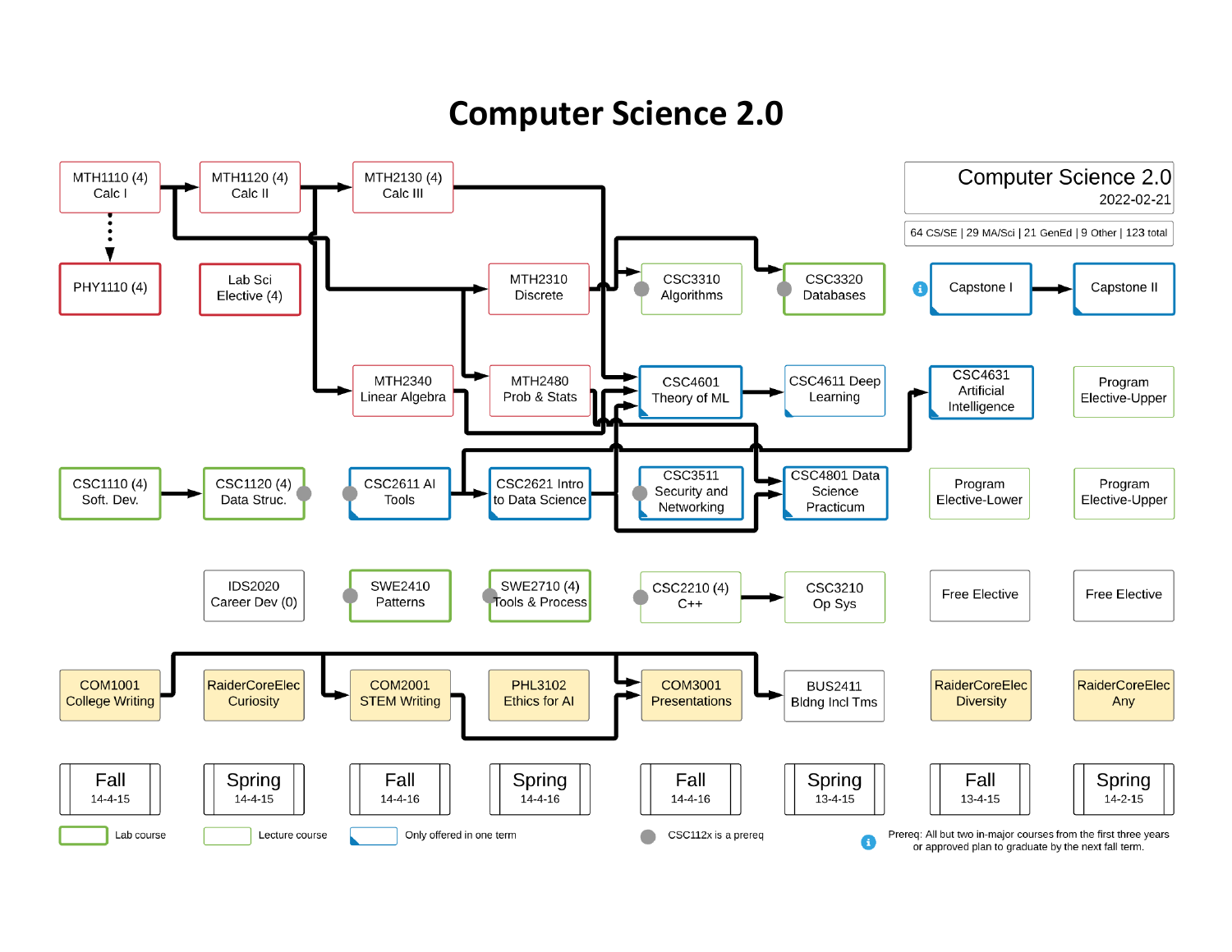# Computer Science 2.0

Computer Science 2.0
2022-02-21

64 CS/SE | 29 MA/Sci | 21 GenEd | 9 Other | 123 total

| Fall 14-4-15 | Spring 14-4-15 | Fall 14-4-16 | Spring 14-4-16 | Fall 14-4-16 | Spring 13-4-15 | Fall 13-4-15 | Spring 14-2-15 |
|---|---|---|---|---|---|---|---|
| MTH1110 (4) Calc I | MTH1120 (4) Calc II | MTH2130 (4) Calc III | | | | | |
| PHY1110 (4) | Lab Sci Elective (4) | | MTH2310 Discrete | CSC3310 Algorithms | CSC3320 Databases | Capstone I | Capstone II |
| | | MTH2340 Linear Algebra | MTH2480 Prob & Stats | CSC4601 Theory of ML | CSC4611 Deep Learning | CSC4631 Artificial Intelligence | Program Elective-Upper |
| CSC1110 (4) Soft. Dev. | CSC1120 (4) Data Struc. | CSC2611 AI Tools | CSC2621 Intro to Data Science | CSC3511 Security and Networking | CSC4801 Data Science Practicum | Program Elective-Lower | Program Elective-Upper |
| | IDS2020 Career Dev (0) | SWE2410 Patterns | SWE2710 (4) Tools & Process | CSC2210 (4) C++ | CSC3210 Op Sys | Free Elective | Free Elective |
| COM1001 College Writing | RaiderCoreElec Curiosity | COM2001 STEM Writing | PHL3102 Ethics for AI | COM3001 Presentations | BUS2411 Bldng Incl Tms | RaiderCoreElec Diversity | RaiderCoreElec Any |

Lab course

Lecture course

Only offered in one term

CSC112x is a prereq

Prereq: All but two in-major courses from the first three years or approved plan to graduate by the next fall term.